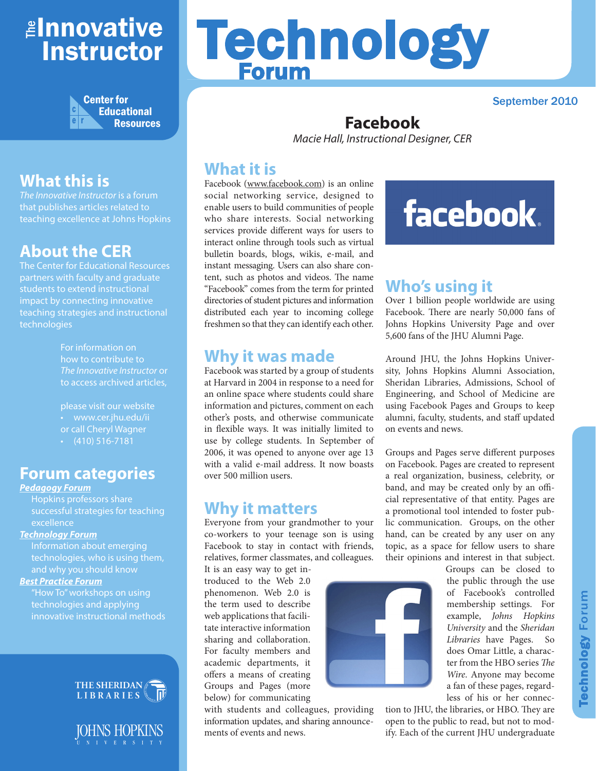# The Innovative Instructor

# Technology Forum

Center for Educational Resources

September 2010

## What this is

*The Innovative Instructor* is a forum that publishes articles related to teaching excellence at Johns Hopkins

## About the CER

The Center for Educational Resources partners with faculty and graduate students to extend instructional impact by connecting innovative teaching strategies and instructional technologies

For information on how to contribute to *The Innovative Instructor* or to access archived articles,

please visit our website
- www.cer.jhu.edu/ii

or call Cheryl Wagner
- (410) 516-7181

## Forum categories

***Pedagogy Forum***

Hopkins professors share successful strategies for teaching excellence

***Technology Forum***

Information about emerging technologies, who is using them, and why you should know

***Best Practice Forum***

"How To" workshops on using technologies and applying innovative instructional methods

THE SHERIDAN LIBRARIES

JOHNS HOPKINS UNIVERSITY

# Facebook

*Macie Hall, Instructional Designer, CER*

## What it is

Facebook (www.facebook.com) is an online social networking service, designed to enable users to build communities of people who share interests. Social networking services provide different ways for users to interact online through tools such as virtual bulletin boards, blogs, wikis, e-mail, and instant messaging. Users can also share content, such as photos and videos. The name "Facebook" comes from the term for printed directories of student pictures and information distributed each year to incoming college freshmen so that they can identify each other.

## Why it was made

Facebook was started by a group of students at Harvard in 2004 in response to a need for an online space where students could share information and pictures, comment on each other's posts, and otherwise communicate in flexible ways. It was initially limited to use by college students. In September of 2006, it was opened to anyone over age 13 with a valid e-mail address. It now boasts over 500 million users.

## Why it matters

Everyone from your grandmother to your co-workers to your teenage son is using Facebook to stay in contact with friends, relatives, former classmates, and colleagues. It is an easy way to get introduced to the Web 2.0 phenomenon. Web 2.0 is the term used to describe web applications that facilitate interactive information sharing and collaboration. For faculty members and academic departments, it offers a means of creating Groups and Pages (more below) for communicating with students and colleagues, providing information updates, and sharing announcements of events and news.

## Who's using it

Over 1 billion people worldwide are using Facebook. There are nearly 50,000 fans of Johns Hopkins University Page and over 5,600 fans of the JHU Alumni Page.

Around JHU, the Johns Hopkins University, Johns Hopkins Alumni Association, Sheridan Libraries, Admissions, School of Engineering, and School of Medicine are using Facebook Pages and Groups to keep alumni, faculty, students, and staff updated on events and news.

Groups and Pages serve different purposes on Facebook. Pages are created to represent a real organization, business, celebrity, or band, and may be created only by an official representative of that entity. Pages are a promotional tool intended to foster public communication. Groups, on the other hand, can be created by any user on any topic, as a space for fellow users to share their opinions and interest in that subject. Groups can be closed to the public through the use of Facebook's controlled membership settings. For example, *Johns Hopkins University* and the *Sheridan Libraries* have Pages. So does Omar Little, a character from the HBO series *The Wire*. Anyone may become a fan of these pages, regardless of his or her connection to JHU, the libraries, or HBO. They are open to the public to read, but not to modify. Each of the current JHU undergraduate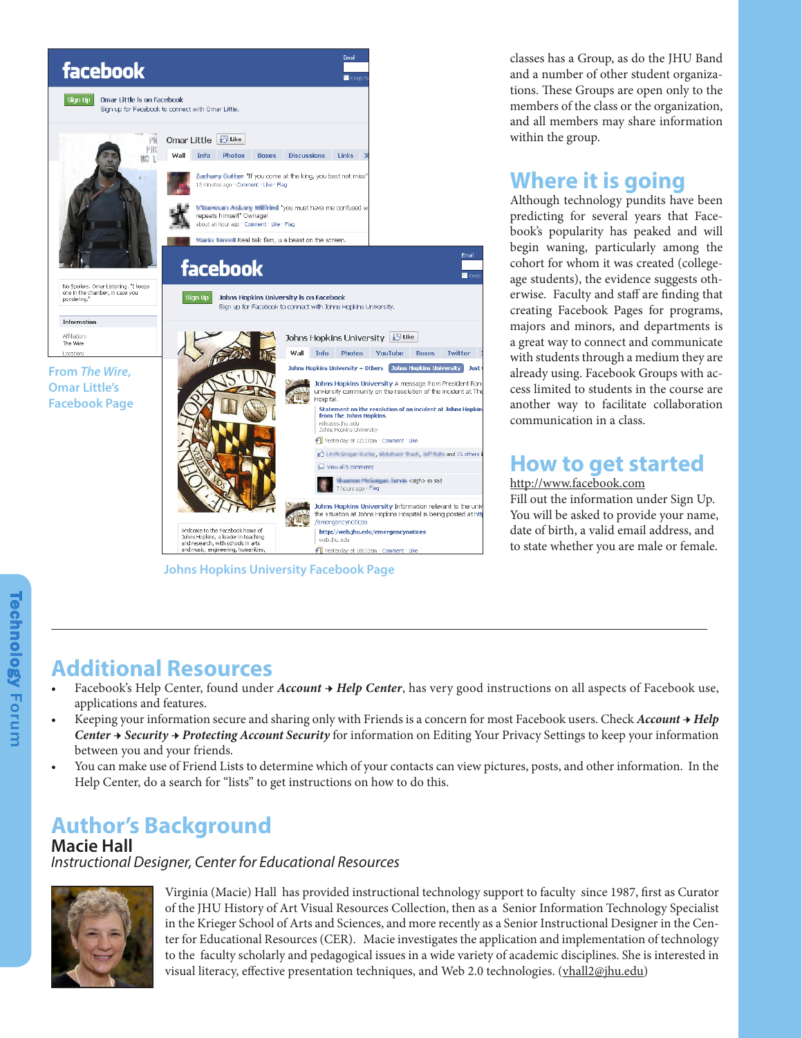From *The Wire*, Omar Little's Facebook Page

Johns Hopkins University Facebook Page

classes has a Group, as do the JHU Band and a number of other student organizations. These Groups are open only to the members of the class or the organization, and all members may share information within the group.

## Where it is going

Although technology pundits have been predicting for several years that Facebook's popularity has peaked and will begin waning, particularly among the cohort for whom it was created (college-age students), the evidence suggests otherwise. Faculty and staff are finding that creating Facebook Pages for programs, majors and minors, and departments is a great way to connect and communicate with students through a medium they are already using. Facebook Groups with access limited to students in the course are another way to facilitate collaboration communication in a class.

## How to get started

http://www.facebook.com

Fill out the information under Sign Up. You will be asked to provide your name, date of birth, a valid email address, and to state whether you are male or female.

## Additional Resources

- Facebook's Help Center, found under ***Account → Help Center***, has very good instructions on all aspects of Facebook use, applications and features.
- Keeping your information secure and sharing only with Friends is a concern for most Facebook users. Check ***Account → Help Center → Security → Protecting Account Security*** for information on Editing Your Privacy Settings to keep your information between you and your friends.
- You can make use of Friend Lists to determine which of your contacts can view pictures, posts, and other information. In the Help Center, do a search for "lists" to get instructions on how to do this.

## Author's Background

**Macie Hall**

*Instructional Designer, Center for Educational Resources*

Virginia (Macie) Hall has provided instructional technology support to faculty since 1987, first as Curator of the JHU History of Art Visual Resources Collection, then as a Senior Information Technology Specialist in the Krieger School of Arts and Sciences, and more recently as a Senior Instructional Designer in the Center for Educational Resources (CER). Macie investigates the application and implementation of technology to the faculty scholarly and pedagogical issues in a wide variety of academic disciplines. She is interested in visual literacy, effective presentation techniques, and Web 2.0 technologies. (vhall2@jhu.edu)